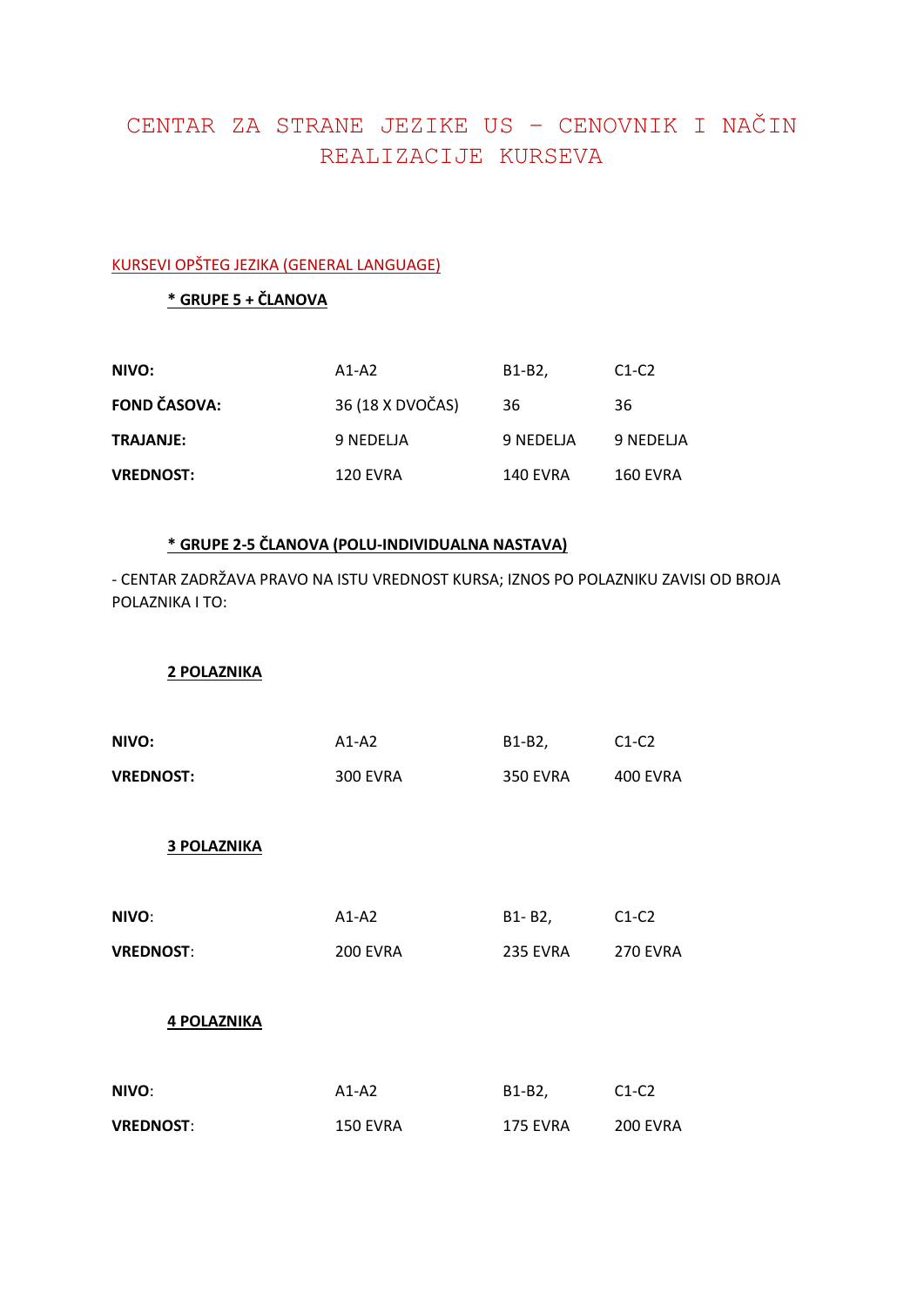# CENTAR ZA STRANE JEZIKE US – CENOVNIK I NAČIN REALIZACIJE KURSEVA

## KURSEVI OPŠTEG JEZIKA (GENERAL LANGUAGE)

### * GRUPE 5 + ČLANOVA

| NIVO: | A1-A2 | B1-B2, | C1-C2 |
| --- | --- | --- | --- |
| FOND ČASOVA: | 36 (18 X DVOČAS) | 36 | 36 |
| TRAJANJE: | 9 NEDELJA | 9 NEDELJA | 9 NEDELJA |
| VREDNOST: | 120 EVRA | 140 EVRA | 160 EVRA |

### * GRUPE 2-5 ČLANOVA (POLU-INDIVIDUALNA NASTAVA)

- CENTAR ZADRŽAVA PRAVO NA ISTU VREDNOST KURSA; IZNOS PO POLAZNIKU ZAVISI OD BROJA POLAZNIKA I TO:

**2 POLAZNIKA**

| NIVO: | A1-A2 | B1-B2, | C1-C2 |
| --- | --- | --- | --- |
| VREDNOST: | 300 EVRA | 350 EVRA | 400 EVRA |

**3 POLAZNIKA**

| NIVO: | A1-A2 | B1- B2, | C1-C2 |
| --- | --- | --- | --- |
| VREDNOST: | 200 EVRA | 235 EVRA | 270 EVRA |

**4 POLAZNIKA**

| NIVO: | A1-A2 | B1-B2, | C1-C2 |
| --- | --- | --- | --- |
| VREDNOST: | 150 EVRA | 175 EVRA | 200 EVRA |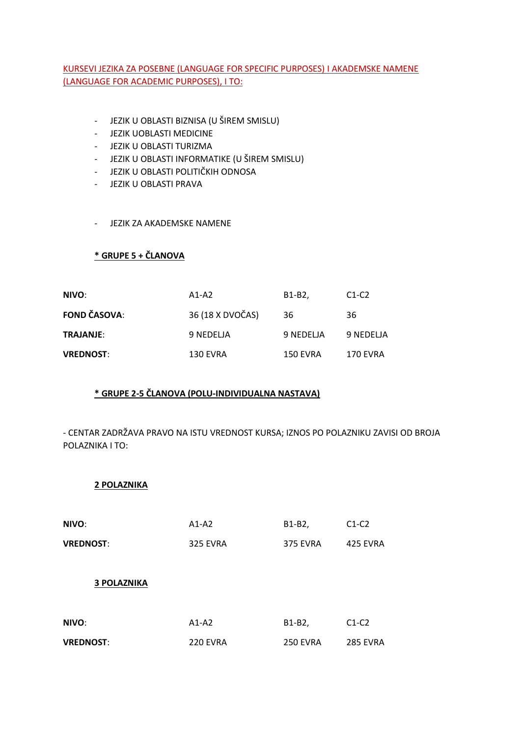KURSEVI JEZIKA ZA POSEBNE (LANGUAGE FOR SPECIFIC PURPOSES) I AKADEMSKE NAMENE (LANGUAGE FOR ACADEMIC PURPOSES), I TO:

- JEZIK U OBLASTI BIZNISA (U ŠIREM SMISLU)
- JEZIK UOBLASTI MEDICINE
- JEZIK U OBLASTI TURIZMA
- JEZIK U OBLASTI INFORMATIKE (U ŠIREM SMISLU)
- JEZIK U OBLASTI POLITIČKIH ODNOSA
- JEZIK U OBLASTI PRAVA

- JEZIK ZA AKADEMSKE NAMENE

**\* GRUPE 5 + ČLANOVA**

| **NIVO**: | A1-A2 | B1-B2, | C1-C2 |
|---|---|---|---|
| **FOND ČASOVA**: | 36 (18 X DVOČAS) | 36 | 36 |
| **TRAJANJE**: | 9 NEDELJA | 9 NEDELJA | 9 NEDELJA |
| **VREDNOST**: | 130 EVRA | 150 EVRA | 170 EVRA |

**\* GRUPE 2-5 ČLANOVA (POLU-INDIVIDUALNA NASTAVA)**

- CENTAR ZADRŽAVA PRAVO NA ISTU VREDNOST KURSA; IZNOS PO POLAZNIKU ZAVISI OD BROJA POLAZNIKA I TO:

**2 POLAZNIKA**

| **NIVO**: | A1-A2 | B1-B2, | C1-C2 |
|---|---|---|---|
| **VREDNOST**: | 325 EVRA | 375 EVRA | 425 EVRA |

**3 POLAZNIKA**

| **NIVO**: | A1-A2 | B1-B2, | C1-C2 |
|---|---|---|---|
| **VREDNOST**: | 220 EVRA | 250 EVRA | 285 EVRA |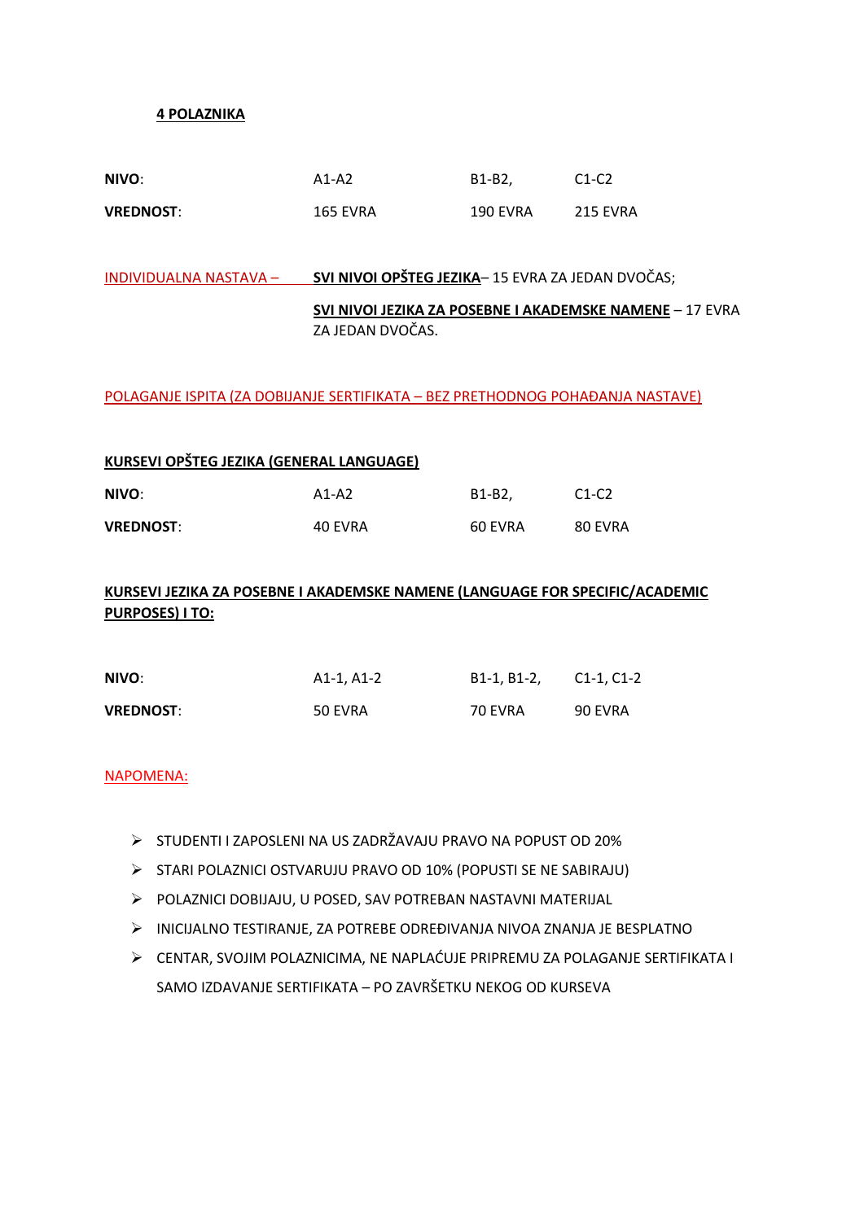**4 POLAZNIKA**

| | | | |
|---|---|---|---|
| **NIVO**: | A1-A2 | B1-B2, | C1-C2 |
| **VREDNOST**: | 165 EVRA | 190 EVRA | 215 EVRA |

INDIVIDUALNA NASTAVA – **SVI NIVOI OPŠTEG JEZIKA**– 15 EVRA ZA JEDAN DVOČAS;

**SVI NIVOI JEZIKA ZA POSEBNE I AKADEMSKE NAMENE** – 17 EVRA ZA JEDAN DVOČAS.

POLAGANJE ISPITA (ZA DOBIJANJE SERTIFIKATA – BEZ PRETHODNOG POHAĐANJA NASTAVE)

**KURSEVI OPŠTEG JEZIKA (GENERAL LANGUAGE)**

| | | | |
|---|---|---|---|
| **NIVO**: | A1-A2 | B1-B2, | C1-C2 |
| **VREDNOST**: | 40 EVRA | 60 EVRA | 80 EVRA |

**KURSEVI JEZIKA ZA POSEBNE I AKADEMSKE NAMENE (LANGUAGE FOR SPECIFIC/ACADEMIC PURPOSES) I TO:**

| | | | |
|---|---|---|---|
| **NIVO**: | A1-1, A1-2 | B1-1, B1-2, | C1-1, C1-2 |
| **VREDNOST**: | 50 EVRA | 70 EVRA | 90 EVRA |

NAPOMENA:

- STUDENTI I ZAPOSLENI NA US ZADRŽAVAJU PRAVO NA POPUST OD 20%
- STARI POLAZNICI OSTVARUJU PRAVO OD 10% (POPUSTI SE NE SABIRAJU)
- POLAZNICI DOBIJAJU, U POSED, SAV POTREBAN NASTAVNI MATERIJAL
- INICIJALNO TESTIRANJE, ZA POTREBE ODREĐIVANJA NIVOA ZNANJA JE BESPLATNO
- CENTAR, SVOJIM POLAZNICIMA, NE NAPLAĆUJE PRIPREMU ZA POLAGANJE SERTIFIKATA I SAMO IZDAVANJE SERTIFIKATA – PO ZAVRŠETKU NEKOG OD KURSEVA